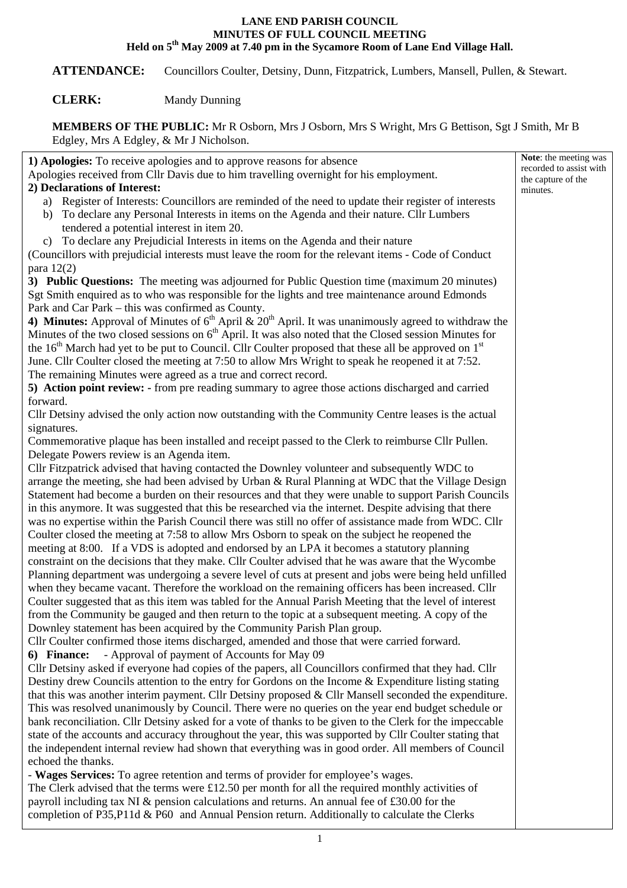# LANE END PARISH COUNCIL
## MINUTES OF FULL COUNCIL MEETING
### Held on 5th May 2009 at 7.40 pm in the Sycamore Room of Lane End Village Hall.

**ATTENDANCE:** Councillors Coulter, Detsiny, Dunn, Fitzpatrick, Lumbers, Mansell, Pullen, & Stewart.

**CLERK:** Mandy Dunning

**MEMBERS OF THE PUBLIC:** Mr R Osborn, Mrs J Osborn, Mrs S Wright, Mrs G Bettison, Sgt J Smith, Mr B Edgley, Mrs A Edgley, & Mr J Nicholson.

**Note**: the meeting was recorded to assist with the capture of the minutes.

**1) Apologies:** To receive apologies and to approve reasons for absence
Apologies received from Cllr Davis due to him travelling overnight for his employment.

**2) Declarations of Interest:**

a) Register of Interests: Councillors are reminded of the need to update their register of interests
b) To declare any Personal Interests in items on the Agenda and their nature. Cllr Lumbers tendered a potential interest in item 20.
c) To declare any Prejudicial Interests in items on the Agenda and their nature

(Councillors with prejudicial interests must leave the room for the relevant items - Code of Conduct para 12(2)

**3) Public Questions:** The meeting was adjourned for Public Question time (maximum 20 minutes)
Sgt Smith enquired as to who was responsible for the lights and tree maintenance around Edmonds Park and Car Park – this was confirmed as County.

**4) Minutes:** Approval of Minutes of 6th April & 20th April. It was unanimously agreed to withdraw the Minutes of the two closed sessions on 6th April. It was also noted that the Closed session Minutes for the 16th March had yet to be put to Council. Cllr Coulter proposed that these all be approved on 1st June. Cllr Coulter closed the meeting at 7:50 to allow Mrs Wright to speak he reopened it at 7:52. The remaining Minutes were agreed as a true and correct record.

**5) Action point review:** - from pre reading summary to agree those actions discharged and carried forward.
Cllr Detsiny advised the only action now outstanding with the Community Centre leases is the actual signatures.
Commemorative plaque has been installed and receipt passed to the Clerk to reimburse Cllr Pullen.
Delegate Powers review is an Agenda item.
Cllr Fitzpatrick advised that having contacted the Downley volunteer and subsequently WDC to arrange the meeting, she had been advised by Urban & Rural Planning at WDC that the Village Design Statement had become a burden on their resources and that they were unable to support Parish Councils in this anymore. It was suggested that this be researched via the internet. Despite advising that there was no expertise within the Parish Council there was still no offer of assistance made from WDC. Cllr Coulter closed the meeting at 7:58 to allow Mrs Osborn to speak on the subject he reopened the meeting at 8:00. If a VDS is adopted and endorsed by an LPA it becomes a statutory planning constraint on the decisions that they make. Cllr Coulter advised that he was aware that the Wycombe Planning department was undergoing a severe level of cuts at present and jobs were being held unfilled when they became vacant. Therefore the workload on the remaining officers has been increased. Cllr Coulter suggested that as this item was tabled for the Annual Parish Meeting that the level of interest from the Community be gauged and then return to the topic at a subsequent meeting. A copy of the Downley statement has been acquired by the Community Parish Plan group.
Cllr Coulter confirmed those items discharged, amended and those that were carried forward.

**6) Finance:** - Approval of payment of Accounts for May 09
Cllr Detsiny asked if everyone had copies of the papers, all Councillors confirmed that they had. Cllr Destiny drew Councils attention to the entry for Gordons on the Income & Expenditure listing stating that this was another interim payment. Cllr Detsiny proposed & Cllr Mansell seconded the expenditure. This was resolved unanimously by Council. There were no queries on the year end budget schedule or bank reconciliation. Cllr Detsiny asked for a vote of thanks to be given to the Clerk for the impeccable state of the accounts and accuracy throughout the year, this was supported by Cllr Coulter stating that the independent internal review had shown that everything was in good order. All members of Council echoed the thanks.

- **Wages Services:** To agree retention and terms of provider for employee's wages.

The Clerk advised that the terms were £12.50 per month for all the required monthly activities of payroll including tax NI & pension calculations and returns. An annual fee of £30.00 for the completion of P35,P11d & P60 and Annual Pension return. Additionally to calculate the Clerks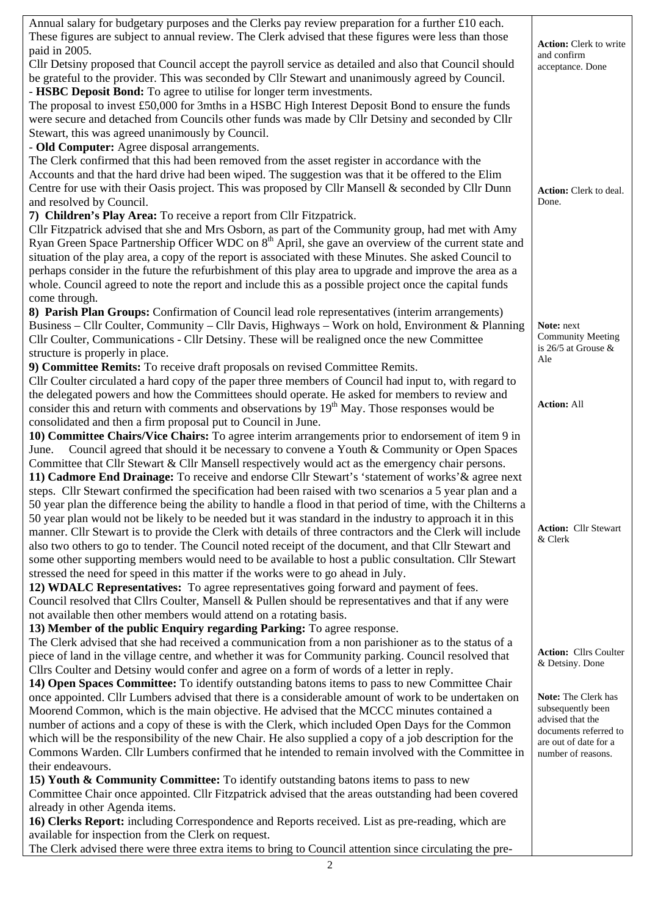Annual salary for budgetary purposes and the Clerks pay review preparation for a further £10 each. These figures are subject to annual review. The Clerk advised that these figures were less than those paid in 2005.

Cllr Detsiny proposed that Council accept the payroll service as detailed and also that Council should be grateful to the provider. This was seconded by Cllr Stewart and unanimously agreed by Council.

*Action: Clerk to write and confirm acceptance. Done*

- **HSBC Deposit Bond:** To agree to utilise for longer term investments.

The proposal to invest £50,000 for 3mths in a HSBC High Interest Deposit Bond to ensure the funds were secure and detached from Councils other funds was made by Cllr Detsiny and seconded by Cllr Stewart, this was agreed unanimously by Council.

- **Old Computer:** Agree disposal arrangements.

The Clerk confirmed that this had been removed from the asset register in accordance with the Accounts and that the hard drive had been wiped. The suggestion was that it be offered to the Elim Centre for use with their Oasis project. This was proposed by Cllr Mansell & seconded by Cllr Dunn and resolved by Council.

*Action: Clerk to deal. Done.*

**7) Children's Play Area:** To receive a report from Cllr Fitzpatrick.

Cllr Fitzpatrick advised that she and Mrs Osborn, as part of the Community group, had met with Amy Ryan Green Space Partnership Officer WDC on 8th April, she gave an overview of the current state and situation of the play area, a copy of the report is associated with these Minutes. She asked Council to perhaps consider in the future the refurbishment of this play area to upgrade and improve the area as a whole. Council agreed to note the report and include this as a possible project once the capital funds come through.

**8) Parish Plan Groups:** Confirmation of Council lead role representatives (interim arrangements) Business – Cllr Coulter, Community – Cllr Davis, Highways – Work on hold, Environment & Planning Cllr Coulter, Communications - Cllr Detsiny. These will be realigned once the new Committee structure is properly in place.

*Note: next Community Meeting is 26/5 at Grouse & Ale*

**9) Committee Remits:** To receive draft proposals on revised Committee Remits.

Cllr Coulter circulated a hard copy of the paper three members of Council had input to, with regard to the delegated powers and how the Committees should operate. He asked for members to review and consider this and return with comments and observations by 19th May. Those responses would be consolidated and then a firm proposal put to Council in June.

*Action: All*

**10) Committee Chairs/Vice Chairs:** To agree interim arrangements prior to endorsement of item 9 in June. Council agreed that should it be necessary to convene a Youth & Community or Open Spaces Committee that Cllr Stewart & Cllr Mansell respectively would act as the emergency chair persons.

**11) Cadmore End Drainage:** To receive and endorse Cllr Stewart's 'statement of works'& agree next steps. Cllr Stewart confirmed the specification had been raised with two scenarios a 5 year plan and a 50 year plan the difference being the ability to handle a flood in that period of time, with the Chilterns a 50 year plan would not be likely to be needed but it was standard in the industry to approach it in this manner. Cllr Stewart is to provide the Clerk with details of three contractors and the Clerk will include also two others to go to tender. The Council noted receipt of the document, and that Cllr Stewart and some other supporting members would need to be available to host a public consultation. Cllr Stewart stressed the need for speed in this matter if the works were to go ahead in July.

*Action: Cllr Stewart & Clerk*

**12) WDALC Representatives:** To agree representatives going forward and payment of fees. Council resolved that Cllrs Coulter, Mansell & Pullen should be representatives and that if any were not available then other members would attend on a rotating basis.

**13) Member of the public Enquiry regarding Parking:** To agree response.

The Clerk advised that she had received a communication from a non parishioner as to the status of a piece of land in the village centre, and whether it was for Community parking. Council resolved that Cllrs Coulter and Detsiny would confer and agree on a form of words of a letter in reply.

*Action: Cllrs Coulter & Detsiny. Done*

**14) Open Spaces Committee:** To identify outstanding batons items to pass to new Committee Chair once appointed. Cllr Lumbers advised that there is a considerable amount of work to be undertaken on Moorend Common, which is the main objective. He advised that the MCCC minutes contained a number of actions and a copy of these is with the Clerk, which included Open Days for the Common which will be the responsibility of the new Chair. He also supplied a copy of a job description for the Commons Warden. Cllr Lumbers confirmed that he intended to remain involved with the Committee in their endeavours.

*Note: The Clerk has subsequently been advised that the documents referred to are out of date for a number of reasons.*

**15) Youth & Community Committee:** To identify outstanding batons items to pass to new Committee Chair once appointed. Cllr Fitzpatrick advised that the areas outstanding had been covered already in other Agenda items.

**16) Clerks Report:** including Correspondence and Reports received. List as pre-reading, which are available for inspection from the Clerk on request.

The Clerk advised there were three extra items to bring to Council attention since circulating the pre-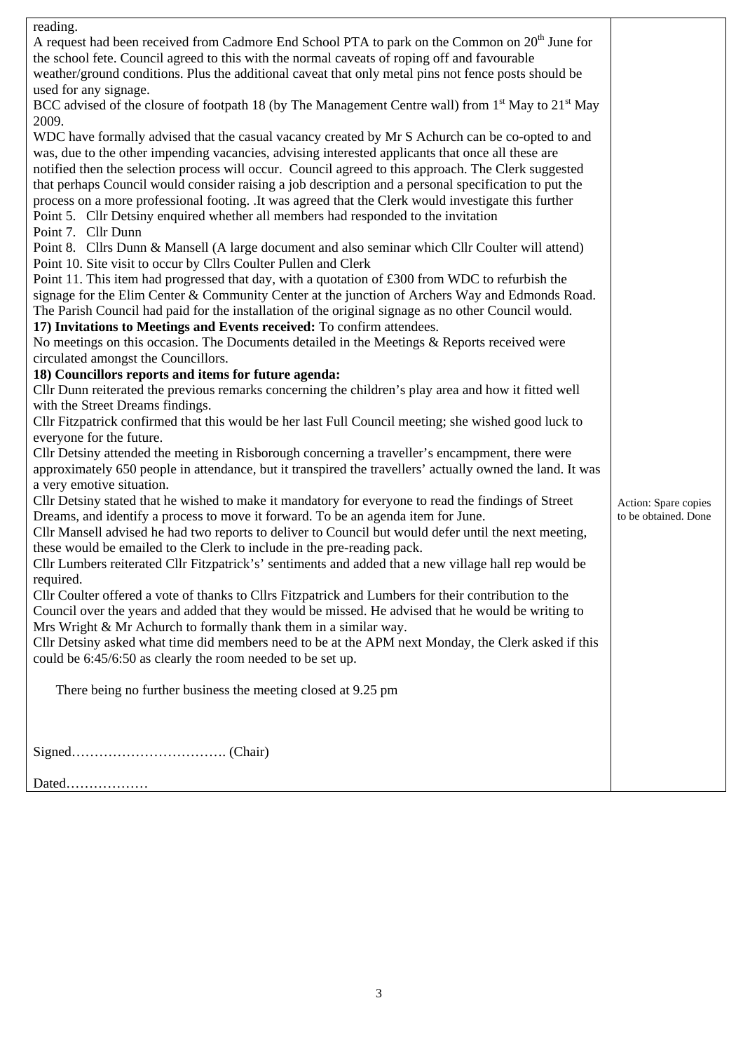reading.

A request had been received from Cadmore End School PTA to park on the Common on 20th June for the school fete. Council agreed to this with the normal caveats of roping off and favourable weather/ground conditions. Plus the additional caveat that only metal pins not fence posts should be used for any signage.

BCC advised of the closure of footpath 18 (by The Management Centre wall) from 1st May to 21st May 2009.

WDC have formally advised that the casual vacancy created by Mr S Achurch can be co-opted to and was, due to the other impending vacancies, advising interested applicants that once all these are notified then the selection process will occur. Council agreed to this approach. The Clerk suggested that perhaps Council would consider raising a job description and a personal specification to put the process on a more professional footing. .It was agreed that the Clerk would investigate this further

Point 5. Cllr Detsiny enquired whether all members had responded to the invitation

Point 7. Cllr Dunn

Point 8. Cllrs Dunn & Mansell (A large document and also seminar which Cllr Coulter will attend)

Point 10. Site visit to occur by Cllrs Coulter Pullen and Clerk

Point 11. This item had progressed that day, with a quotation of £300 from WDC to refurbish the signage for the Elim Center & Community Center at the junction of Archers Way and Edmonds Road. The Parish Council had paid for the installation of the original signage as no other Council would.

**17) Invitations to Meetings and Events received:** To confirm attendees.

No meetings on this occasion. The Documents detailed in the Meetings & Reports received were circulated amongst the Councillors.

**18) Councillors reports and items for future agenda:**

Cllr Dunn reiterated the previous remarks concerning the children's play area and how it fitted well with the Street Dreams findings.

Cllr Fitzpatrick confirmed that this would be her last Full Council meeting; she wished good luck to everyone for the future.

Cllr Detsiny attended the meeting in Risborough concerning a traveller's encampment, there were approximately 650 people in attendance, but it transpired the travellers' actually owned the land. It was a very emotive situation.

Cllr Detsiny stated that he wished to make it mandatory for everyone to read the findings of Street Dreams, and identify a process to move it forward. To be an agenda item for June. — *Action: Spare copies to be obtained. Done*

Cllr Mansell advised he had two reports to deliver to Council but would defer until the next meeting, these would be emailed to the Clerk to include in the pre-reading pack.

Cllr Lumbers reiterated Cllr Fitzpatrick's' sentiments and added that a new village hall rep would be required.

Cllr Coulter offered a vote of thanks to Cllrs Fitzpatrick and Lumbers for their contribution to the Council over the years and added that they would be missed. He advised that he would be writing to Mrs Wright & Mr Achurch to formally thank them in a similar way.

Cllr Detsiny asked what time did members need to be at the APM next Monday, the Clerk asked if this could be 6:45/6:50 as clearly the room needed to be set up.

There being no further business the meeting closed at 9.25 pm

Signed……………………………. (Chair)

Dated………………